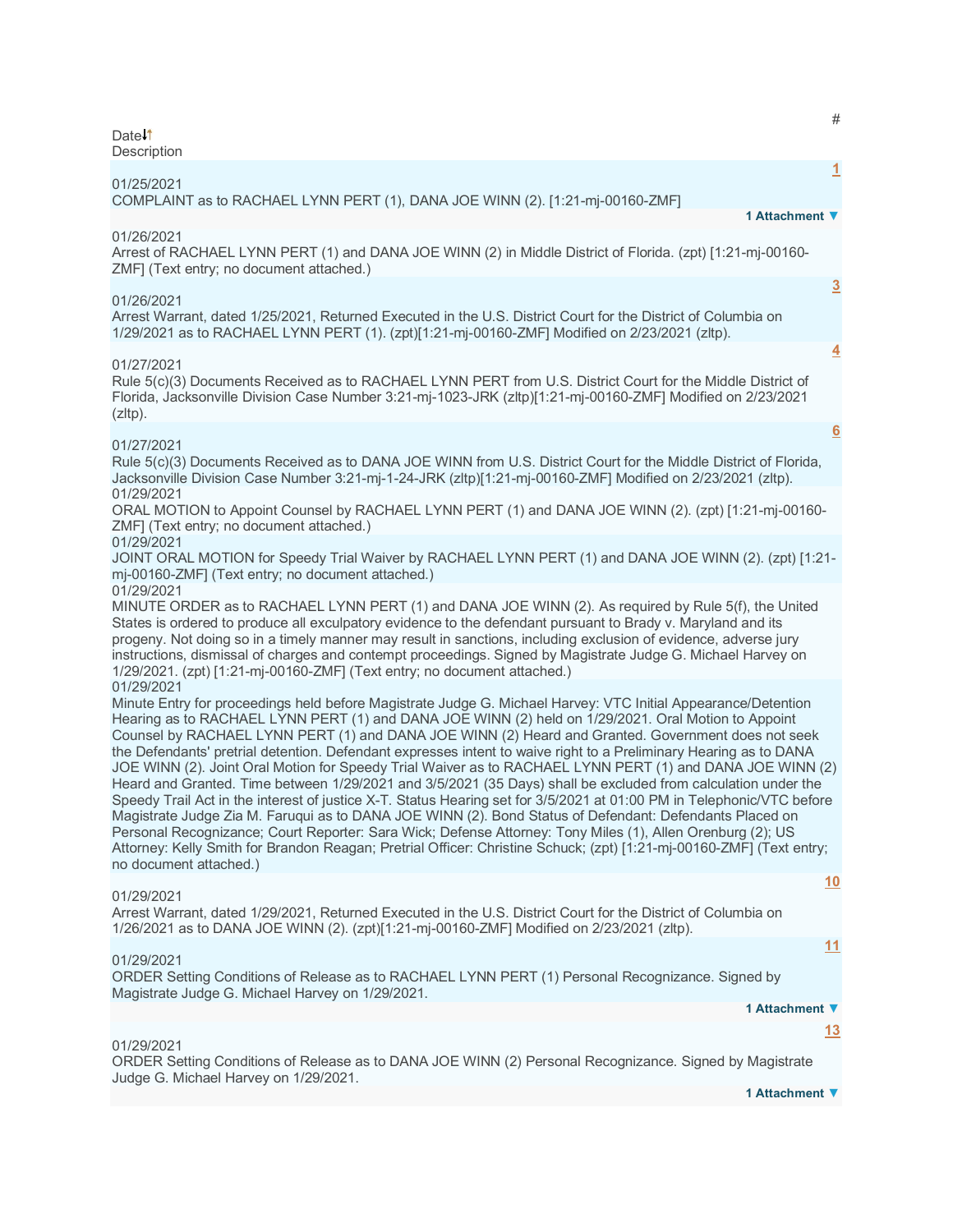| Date | # | Description |
| --- | --- | --- |
| 01/25/2021 | 1 | COMPLAINT as to RACHAEL LYNN PERT (1), DANA JOE WINN (2). [1:21-mj-00160-ZMF] |
| | | 1 Attachment |
| 01/26/2021 | | Arrest of RACHAEL LYNN PERT (1) and DANA JOE WINN (2) in Middle District of Florida. (zpt) [1:21-mj-00160-ZMF] (Text entry; no document attached.) |
| 01/26/2021 | 3 | Arrest Warrant, dated 1/25/2021, Returned Executed in the U.S. District Court for the District of Columbia on 1/29/2021 as to RACHAEL LYNN PERT (1). (zpt)[1:21-mj-00160-ZMF] Modified on 2/23/2021 (zltp). |
| 01/27/2021 | 4 | Rule 5(c)(3) Documents Received as to RACHAEL LYNN PERT from U.S. District Court for the Middle District of Florida, Jacksonville Division Case Number 3:21-mj-1023-JRK (zltp)[1:21-mj-00160-ZMF] Modified on 2/23/2021 (zltp). |
| 01/27/2021 | 6 | Rule 5(c)(3) Documents Received as to DANA JOE WINN from U.S. District Court for the Middle District of Florida, Jacksonville Division Case Number 3:21-mj-1-24-JRK (zltp)[1:21-mj-00160-ZMF] Modified on 2/23/2021 (zltp). |
| 01/29/2021 | | ORAL MOTION to Appoint Counsel by RACHAEL LYNN PERT (1) and DANA JOE WINN (2). (zpt) [1:21-mj-00160-ZMF] (Text entry; no document attached.) |
| 01/29/2021 | | JOINT ORAL MOTION for Speedy Trial Waiver by RACHAEL LYNN PERT (1) and DANA JOE WINN (2). (zpt) [1:21-mj-00160-ZMF] (Text entry; no document attached.) |
| 01/29/2021 | | MINUTE ORDER as to RACHAEL LYNN PERT (1) and DANA JOE WINN (2). As required by Rule 5(f), the United States is ordered to produce all exculpatory evidence to the defendant pursuant to Brady v. Maryland and its progeny. Not doing so in a timely manner may result in sanctions, including exclusion of evidence, adverse jury instructions, dismissal of charges and contempt proceedings. Signed by Magistrate Judge G. Michael Harvey on 1/29/2021. (zpt) [1:21-mj-00160-ZMF] (Text entry; no document attached.) |
| 01/29/2021 | | Minute Entry for proceedings held before Magistrate Judge G. Michael Harvey: VTC Initial Appearance/Detention Hearing as to RACHAEL LYNN PERT (1) and DANA JOE WINN (2) held on 1/29/2021. Oral Motion to Appoint Counsel by RACHAEL LYNN PERT (1) and DANA JOE WINN (2) Heard and Granted. Government does not seek the Defendants' pretrial detention. Defendant expresses intent to waive right to a Preliminary Hearing as to DANA JOE WINN (2). Joint Oral Motion for Speedy Trial Waiver as to RACHAEL LYNN PERT (1) and DANA JOE WINN (2) Heard and Granted. Time between 1/29/2021 and 3/5/2021 (35 Days) shall be excluded from calculation under the Speedy Trail Act in the interest of justice X-T. Status Hearing set for 3/5/2021 at 01:00 PM in Telephonic/VTC before Magistrate Judge Zia M. Faruqui as to DANA JOE WINN (2). Bond Status of Defendant: Defendants Placed on Personal Recognizance; Court Reporter: Sara Wick; Defense Attorney: Tony Miles (1), Allen Orenburg (2); US Attorney: Kelly Smith for Brandon Reagan; Pretrial Officer: Christine Schuck; (zpt) [1:21-mj-00160-ZMF] (Text entry; no document attached.) |
| 01/29/2021 | 10 | Arrest Warrant, dated 1/29/2021, Returned Executed in the U.S. District Court for the District of Columbia on 1/26/2021 as to DANA JOE WINN (2). (zpt)[1:21-mj-00160-ZMF] Modified on 2/23/2021 (zltp). |
| 01/29/2021 | 11 | ORDER Setting Conditions of Release as to RACHAEL LYNN PERT (1) Personal Recognizance. Signed by Magistrate Judge G. Michael Harvey on 1/29/2021. |
| | | 1 Attachment |
| 01/29/2021 | 13 | ORDER Setting Conditions of Release as to DANA JOE WINN (2) Personal Recognizance. Signed by Magistrate Judge G. Michael Harvey on 1/29/2021. |
| | | 1 Attachment |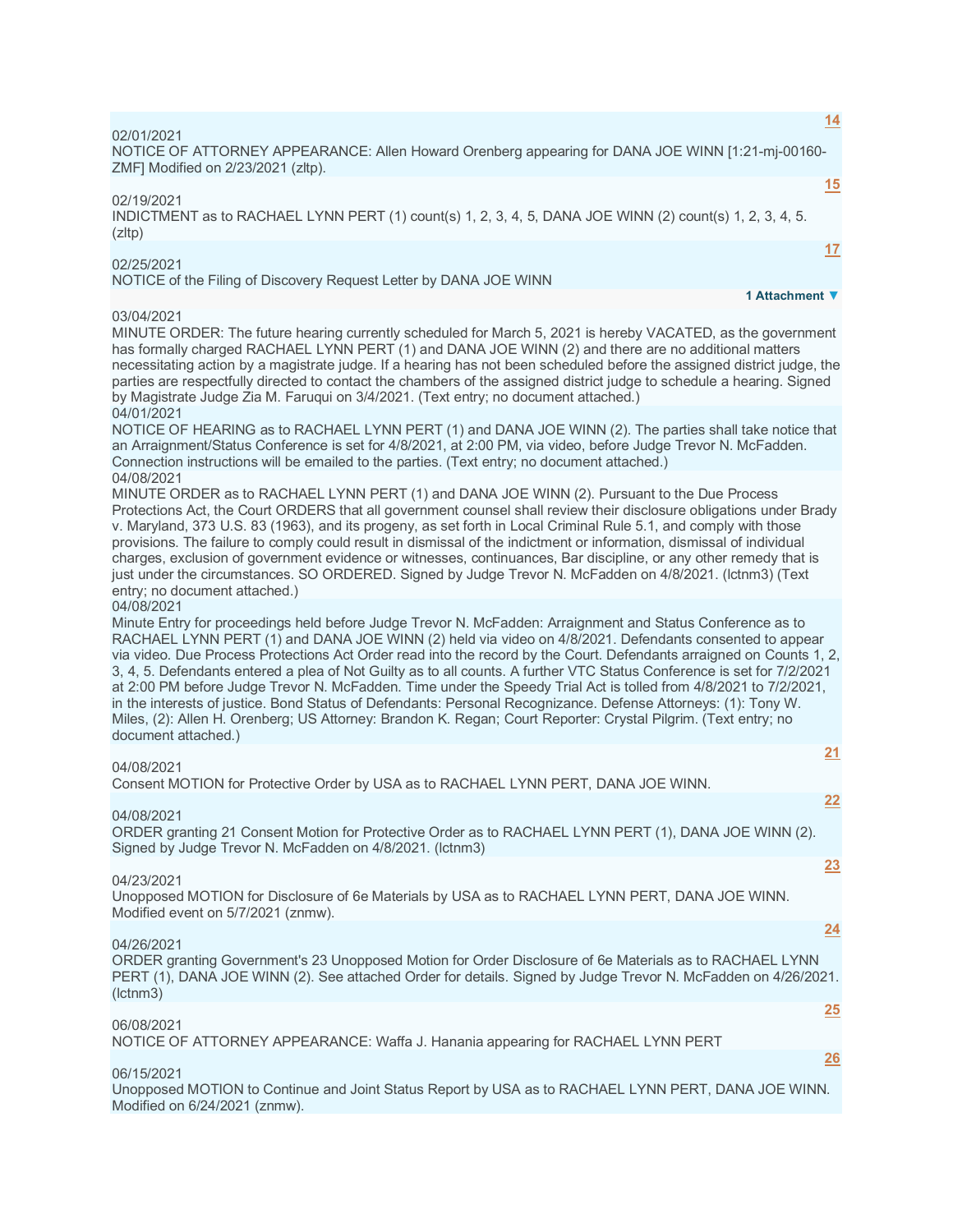14

02/01/2021
NOTICE OF ATTORNEY APPEARANCE: Allen Howard Orenberg appearing for DANA JOE WINN [1:21-mj-00160-ZMF] Modified on 2/23/2021 (zltp).

15

02/19/2021
INDICTMENT as to RACHAEL LYNN PERT (1) count(s) 1, 2, 3, 4, 5, DANA JOE WINN (2) count(s) 1, 2, 3, 4, 5. (zltp)

17

02/25/2021
NOTICE of the Filing of Discovery Request Letter by DANA JOE WINN

1 Attachment ▼

03/04/2021
MINUTE ORDER: The future hearing currently scheduled for March 5, 2021 is hereby VACATED, as the government has formally charged RACHAEL LYNN PERT (1) and DANA JOE WINN (2) and there are no additional matters necessitating action by a magistrate judge. If a hearing has not been scheduled before the assigned district judge, the parties are respectfully directed to contact the chambers of the assigned district judge to schedule a hearing. Signed by Magistrate Judge Zia M. Faruqui on 3/4/2021. (Text entry; no document attached.)

04/01/2021
NOTICE OF HEARING as to RACHAEL LYNN PERT (1) and DANA JOE WINN (2). The parties shall take notice that an Arraignment/Status Conference is set for 4/8/2021, at 2:00 PM, via video, before Judge Trevor N. McFadden. Connection instructions will be emailed to the parties. (Text entry; no document attached.)

04/08/2021
MINUTE ORDER as to RACHAEL LYNN PERT (1) and DANA JOE WINN (2). Pursuant to the Due Process Protections Act, the Court ORDERS that all government counsel shall review their disclosure obligations under Brady v. Maryland, 373 U.S. 83 (1963), and its progeny, as set forth in Local Criminal Rule 5.1, and comply with those provisions. The failure to comply could result in dismissal of the indictment or information, dismissal of individual charges, exclusion of government evidence or witnesses, continuances, Bar discipline, or any other remedy that is just under the circumstances. SO ORDERED. Signed by Judge Trevor N. McFadden on 4/8/2021. (lctnm3) (Text entry; no document attached.)

04/08/2021
Minute Entry for proceedings held before Judge Trevor N. McFadden: Arraignment and Status Conference as to RACHAEL LYNN PERT (1) and DANA JOE WINN (2) held via video on 4/8/2021. Defendants consented to appear via video. Due Process Protections Act Order read into the record by the Court. Defendants arraigned on Counts 1, 2, 3, 4, 5. Defendants entered a plea of Not Guilty as to all counts. A further VTC Status Conference is set for 7/2/2021 at 2:00 PM before Judge Trevor N. McFadden. Time under the Speedy Trial Act is tolled from 4/8/2021 to 7/2/2021, in the interests of justice. Bond Status of Defendants: Personal Recognizance. Defense Attorneys: (1): Tony W. Miles, (2): Allen H. Orenberg; US Attorney: Brandon K. Regan; Court Reporter: Crystal Pilgrim. (Text entry; no document attached.)

21

04/08/2021
Consent MOTION for Protective Order by USA as to RACHAEL LYNN PERT, DANA JOE WINN.

22

04/08/2021
ORDER granting 21 Consent Motion for Protective Order as to RACHAEL LYNN PERT (1), DANA JOE WINN (2). Signed by Judge Trevor N. McFadden on 4/8/2021. (lctnm3)

23

04/23/2021
Unopposed MOTION for Disclosure of 6e Materials by USA as to RACHAEL LYNN PERT, DANA JOE WINN. Modified event on 5/7/2021 (znmw).

24

04/26/2021
ORDER granting Government's 23 Unopposed Motion for Order Disclosure of 6e Materials as to RACHAEL LYNN PERT (1), DANA JOE WINN (2). See attached Order for details. Signed by Judge Trevor N. McFadden on 4/26/2021. (lctnm3)

25

06/08/2021
NOTICE OF ATTORNEY APPEARANCE: Waffa J. Hanania appearing for RACHAEL LYNN PERT

26

06/15/2021
Unopposed MOTION to Continue and Joint Status Report by USA as to RACHAEL LYNN PERT, DANA JOE WINN. Modified on 6/24/2021 (znmw).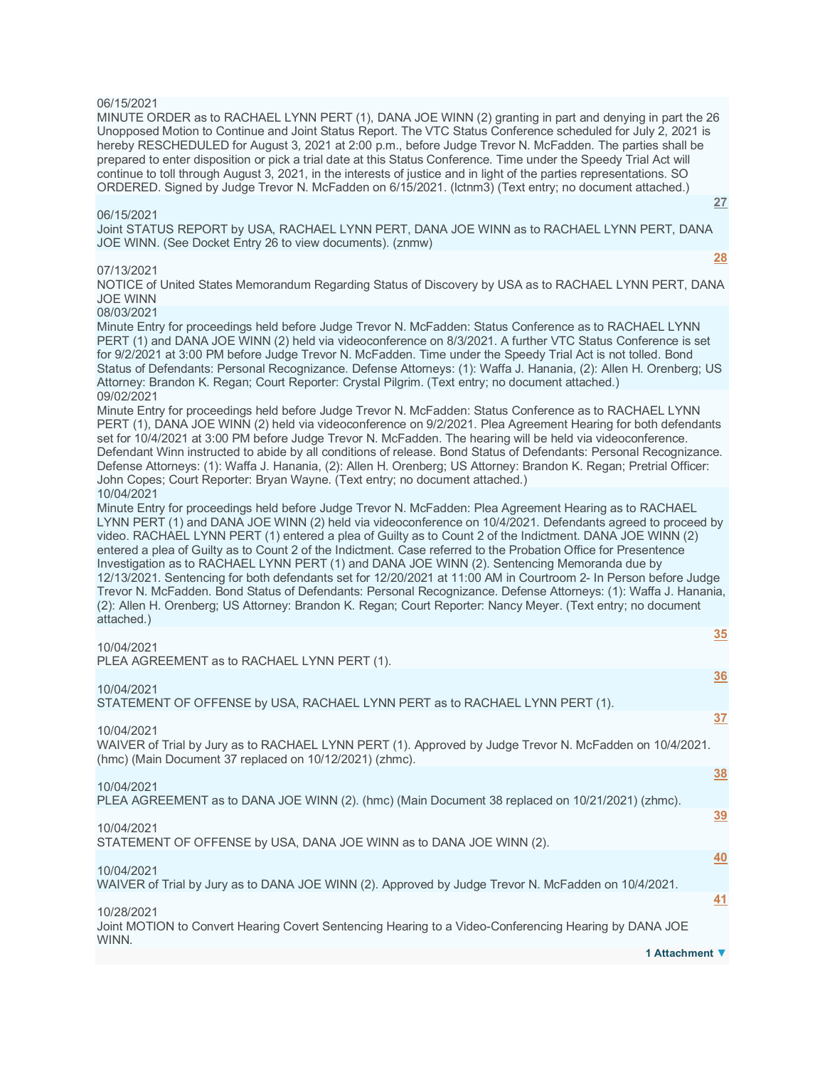06/15/2021

MINUTE ORDER as to RACHAEL LYNN PERT (1), DANA JOE WINN (2) granting in part and denying in part the 26 Unopposed Motion to Continue and Joint Status Report. The VTC Status Conference scheduled for July 2, 2021 is hereby RESCHEDULED for August 3, 2021 at 2:00 p.m., before Judge Trevor N. McFadden. The parties shall be prepared to enter disposition or pick a trial date at this Status Conference. Time under the Speedy Trial Act will continue to toll through August 3, 2021, in the interests of justice and in light of the parties representations. SO ORDERED. Signed by Judge Trevor N. McFadden on 6/15/2021. (lctnm3) (Text entry; no document attached.)

27

06/15/2021

Joint STATUS REPORT by USA, RACHAEL LYNN PERT, DANA JOE WINN as to RACHAEL LYNN PERT, DANA JOE WINN. (See Docket Entry 26 to view documents). (znmw)

28

07/13/2021

NOTICE of United States Memorandum Regarding Status of Discovery by USA as to RACHAEL LYNN PERT, DANA JOE WINN

08/03/2021

Minute Entry for proceedings held before Judge Trevor N. McFadden: Status Conference as to RACHAEL LYNN PERT (1) and DANA JOE WINN (2) held via videoconference on 8/3/2021. A further VTC Status Conference is set for 9/2/2021 at 3:00 PM before Judge Trevor N. McFadden. Time under the Speedy Trial Act is not tolled. Bond Status of Defendants: Personal Recognizance. Defense Attorneys: (1): Waffa J. Hanania, (2): Allen H. Orenberg; US Attorney: Brandon K. Regan; Court Reporter: Crystal Pilgrim. (Text entry; no document attached.)

09/02/2021

Minute Entry for proceedings held before Judge Trevor N. McFadden: Status Conference as to RACHAEL LYNN PERT (1), DANA JOE WINN (2) held via videoconference on 9/2/2021. Plea Agreement Hearing for both defendants set for 10/4/2021 at 3:00 PM before Judge Trevor N. McFadden. The hearing will be held via videoconference. Defendant Winn instructed to abide by all conditions of release. Bond Status of Defendants: Personal Recognizance. Defense Attorneys: (1): Waffa J. Hanania, (2): Allen H. Orenberg; US Attorney: Brandon K. Regan; Pretrial Officer: John Copes; Court Reporter: Bryan Wayne. (Text entry; no document attached.)

10/04/2021

Minute Entry for proceedings held before Judge Trevor N. McFadden: Plea Agreement Hearing as to RACHAEL LYNN PERT (1) and DANA JOE WINN (2) held via videoconference on 10/4/2021. Defendants agreed to proceed by video. RACHAEL LYNN PERT (1) entered a plea of Guilty as to Count 2 of the Indictment. DANA JOE WINN (2) entered a plea of Guilty as to Count 2 of the Indictment. Case referred to the Probation Office for Presentence Investigation as to RACHAEL LYNN PERT (1) and DANA JOE WINN (2). Sentencing Memoranda due by 12/13/2021. Sentencing for both defendants set for 12/20/2021 at 11:00 AM in Courtroom 2- In Person before Judge Trevor N. McFadden. Bond Status of Defendants: Personal Recognizance. Defense Attorneys: (1): Waffa J. Hanania, (2): Allen H. Orenberg; US Attorney: Brandon K. Regan; Court Reporter: Nancy Meyer. (Text entry; no document attached.)

35

10/04/2021

PLEA AGREEMENT as to RACHAEL LYNN PERT (1).

36

10/04/2021

STATEMENT OF OFFENSE by USA, RACHAEL LYNN PERT as to RACHAEL LYNN PERT (1).

37

10/04/2021

WAIVER of Trial by Jury as to RACHAEL LYNN PERT (1). Approved by Judge Trevor N. McFadden on 10/4/2021. (hmc) (Main Document 37 replaced on 10/12/2021) (zhmc).

38

10/04/2021

PLEA AGREEMENT as to DANA JOE WINN (2). (hmc) (Main Document 38 replaced on 10/21/2021) (zhmc).

39

10/04/2021

STATEMENT OF OFFENSE by USA, DANA JOE WINN as to DANA JOE WINN (2).

40

10/04/2021

WAIVER of Trial by Jury as to DANA JOE WINN (2). Approved by Judge Trevor N. McFadden on 10/4/2021.

41

10/28/2021

Joint MOTION to Convert Hearing Covert Sentencing Hearing to a Video-Conferencing Hearing by DANA JOE WINN.

1 Attachment ▼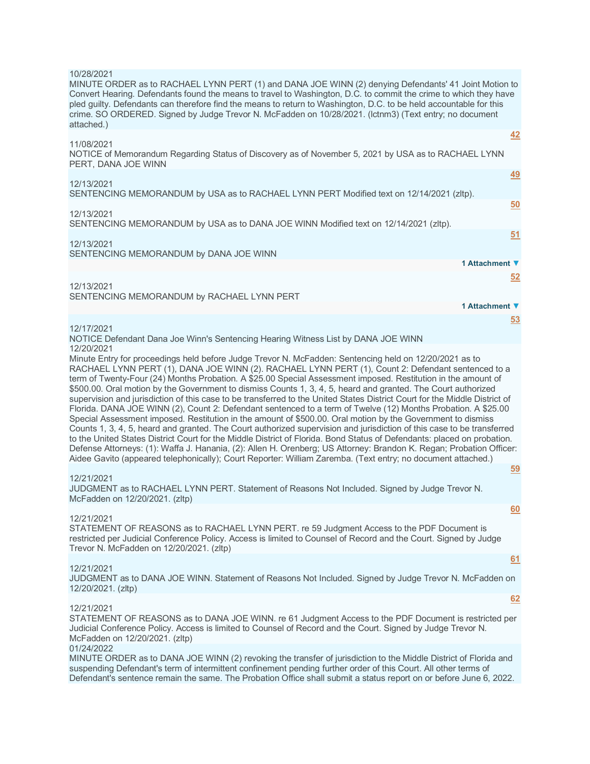10/28/2021
MINUTE ORDER as to RACHAEL LYNN PERT (1) and DANA JOE WINN (2) denying Defendants' 41 Joint Motion to Convert Hearing. Defendants found the means to travel to Washington, D.C. to commit the crime to which they have pled guilty. Defendants can therefore find the means to return to Washington, D.C. to be held accountable for this crime. SO ORDERED. Signed by Judge Trevor N. McFadden on 10/28/2021. (lctnm3) (Text entry; no document attached.)

**42**

11/08/2021
NOTICE of Memorandum Regarding Status of Discovery as of November 5, 2021 by USA as to RACHAEL LYNN PERT, DANA JOE WINN

**49**

12/13/2021
SENTENCING MEMORANDUM by USA as to RACHAEL LYNN PERT Modified text on 12/14/2021 (zltp).

**50**

12/13/2021
SENTENCING MEMORANDUM by USA as to DANA JOE WINN Modified text on 12/14/2021 (zltp).

**51**

12/13/2021
SENTENCING MEMORANDUM by DANA JOE WINN

**1 Attachment ▼**

**52**

12/13/2021
SENTENCING MEMORANDUM by RACHAEL LYNN PERT

**1 Attachment ▼**

**53**

12/17/2021
NOTICE Defendant Dana Joe Winn's Sentencing Hearing Witness List by DANA JOE WINN

12/20/2021
Minute Entry for proceedings held before Judge Trevor N. McFadden: Sentencing held on 12/20/2021 as to RACHAEL LYNN PERT (1), DANA JOE WINN (2). RACHAEL LYNN PERT (1), Count 2: Defendant sentenced to a term of Twenty-Four (24) Months Probation. A $25.00 Special Assessment imposed. Restitution in the amount of $500.00. Oral motion by the Government to dismiss Counts 1, 3, 4, 5, heard and granted. The Court authorized supervision and jurisdiction of this case to be transferred to the United States District Court for the Middle District of Florida. DANA JOE WINN (2), Count 2: Defendant sentenced to a term of Twelve (12) Months Probation. A $25.00 Special Assessment imposed. Restitution in the amount of $500.00. Oral motion by the Government to dismiss Counts 1, 3, 4, 5, heard and granted. The Court authorized supervision and jurisdiction of this case to be transferred to the United States District Court for the Middle District of Florida. Bond Status of Defendants: placed on probation. Defense Attorneys: (1): Waffa J. Hanania, (2): Allen H. Orenberg; US Attorney: Brandon K. Regan; Probation Officer: Aidee Gavito (appeared telephonically); Court Reporter: William Zaremba. (Text entry; no document attached.)

**59**

12/21/2021
JUDGMENT as to RACHAEL LYNN PERT. Statement of Reasons Not Included. Signed by Judge Trevor N. McFadden on 12/20/2021. (zltp)

**60**

12/21/2021
STATEMENT OF REASONS as to RACHAEL LYNN PERT. re 59 Judgment Access to the PDF Document is restricted per Judicial Conference Policy. Access is limited to Counsel of Record and the Court. Signed by Judge Trevor N. McFadden on 12/20/2021. (zltp)

**61**

12/21/2021
JUDGMENT as to DANA JOE WINN. Statement of Reasons Not Included. Signed by Judge Trevor N. McFadden on 12/20/2021. (zltp)

**62**

12/21/2021
STATEMENT OF REASONS as to DANA JOE WINN. re 61 Judgment Access to the PDF Document is restricted per Judicial Conference Policy. Access is limited to Counsel of Record and the Court. Signed by Judge Trevor N. McFadden on 12/20/2021. (zltp)

01/24/2022
MINUTE ORDER as to DANA JOE WINN (2) revoking the transfer of jurisdiction to the Middle District of Florida and suspending Defendant's term of intermittent confinement pending further order of this Court. All other terms of Defendant's sentence remain the same. The Probation Office shall submit a status report on or before June 6, 2022.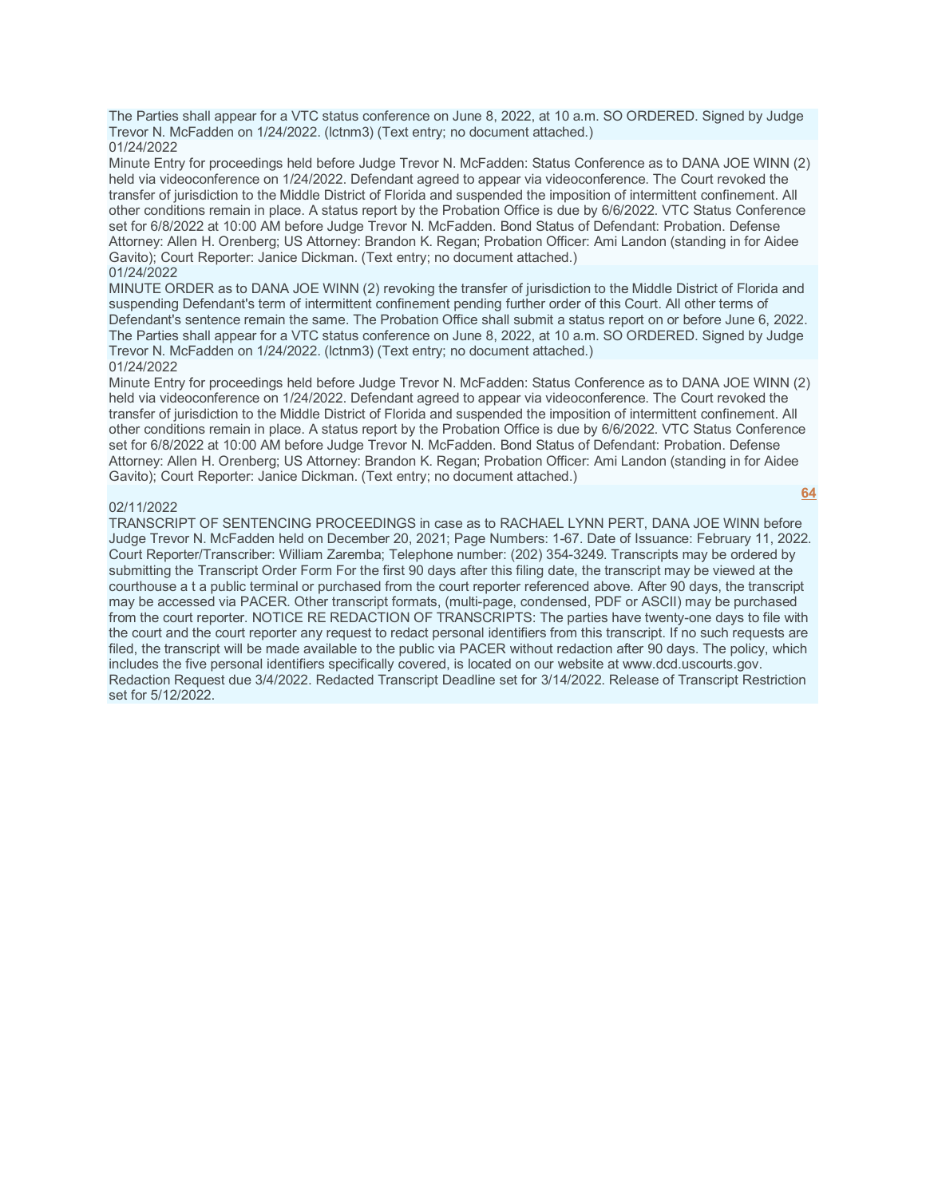The Parties shall appear for a VTC status conference on June 8, 2022, at 10 a.m. SO ORDERED. Signed by Judge Trevor N. McFadden on 1/24/2022. (lctnm3) (Text entry; no document attached.)

01/24/2022

Minute Entry for proceedings held before Judge Trevor N. McFadden: Status Conference as to DANA JOE WINN (2) held via videoconference on 1/24/2022. Defendant agreed to appear via videoconference. The Court revoked the transfer of jurisdiction to the Middle District of Florida and suspended the imposition of intermittent confinement. All other conditions remain in place. A status report by the Probation Office is due by 6/6/2022. VTC Status Conference set for 6/8/2022 at 10:00 AM before Judge Trevor N. McFadden. Bond Status of Defendant: Probation. Defense Attorney: Allen H. Orenberg; US Attorney: Brandon K. Regan; Probation Officer: Ami Landon (standing in for Aidee Gavito); Court Reporter: Janice Dickman. (Text entry; no document attached.)

01/24/2022

MINUTE ORDER as to DANA JOE WINN (2) revoking the transfer of jurisdiction to the Middle District of Florida and suspending Defendant's term of intermittent confinement pending further order of this Court. All other terms of Defendant's sentence remain the same. The Probation Office shall submit a status report on or before June 6, 2022. The Parties shall appear for a VTC status conference on June 8, 2022, at 10 a.m. SO ORDERED. Signed by Judge Trevor N. McFadden on 1/24/2022. (lctnm3) (Text entry; no document attached.)

01/24/2022

Minute Entry for proceedings held before Judge Trevor N. McFadden: Status Conference as to DANA JOE WINN (2) held via videoconference on 1/24/2022. Defendant agreed to appear via videoconference. The Court revoked the transfer of jurisdiction to the Middle District of Florida and suspended the imposition of intermittent confinement. All other conditions remain in place. A status report by the Probation Office is due by 6/6/2022. VTC Status Conference set for 6/8/2022 at 10:00 AM before Judge Trevor N. McFadden. Bond Status of Defendant: Probation. Defense Attorney: Allen H. Orenberg; US Attorney: Brandon K. Regan; Probation Officer: Ami Landon (standing in for Aidee Gavito); Court Reporter: Janice Dickman. (Text entry; no document attached.)

64

02/11/2022

TRANSCRIPT OF SENTENCING PROCEEDINGS in case as to RACHAEL LYNN PERT, DANA JOE WINN before Judge Trevor N. McFadden held on December 20, 2021; Page Numbers: 1-67. Date of Issuance: February 11, 2022. Court Reporter/Transcriber: William Zaremba; Telephone number: (202) 354-3249. Transcripts may be ordered by submitting the Transcript Order Form For the first 90 days after this filing date, the transcript may be viewed at the courthouse a t a public terminal or purchased from the court reporter referenced above. After 90 days, the transcript may be accessed via PACER. Other transcript formats, (multi-page, condensed, PDF or ASCII) may be purchased from the court reporter. NOTICE RE REDACTION OF TRANSCRIPTS: The parties have twenty-one days to file with the court and the court reporter any request to redact personal identifiers from this transcript. If no such requests are filed, the transcript will be made available to the public via PACER without redaction after 90 days. The policy, which includes the five personal identifiers specifically covered, is located on our website at www.dcd.uscourts.gov. Redaction Request due 3/4/2022. Redacted Transcript Deadline set for 3/14/2022. Release of Transcript Restriction set for 5/12/2022.